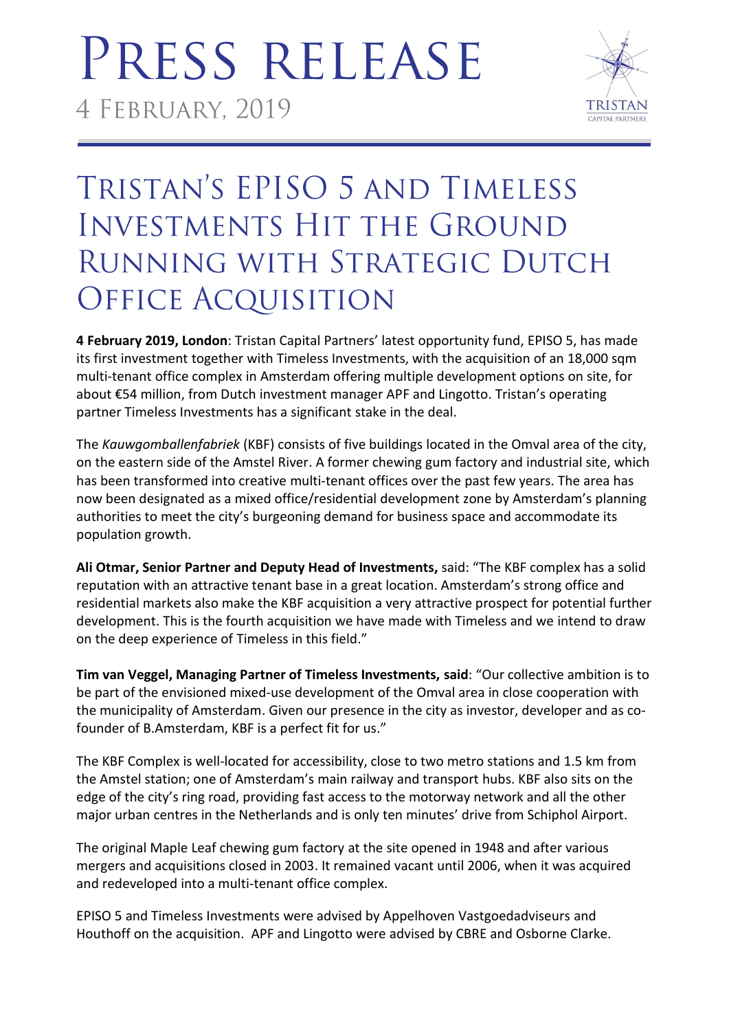# PRESS RELEASE

4 FEBRUARY, 2019

TRISTAN
CAPITAL PARTNERS

## TRISTAN'S EPISO 5 AND TIMELESS INVESTMENTS HIT THE GROUND RUNNING WITH STRATEGIC DUTCH OFFICE ACQUISITION

**4 February 2019, London**: Tristan Capital Partners' latest opportunity fund, EPISO 5, has made its first investment together with Timeless Investments, with the acquisition of an 18,000 sqm multi-tenant office complex in Amsterdam offering multiple development options on site, for about €54 million, from Dutch investment manager APF and Lingotto. Tristan's operating partner Timeless Investments has a significant stake in the deal.

The *Kauwgomballenfabriek* (KBF) consists of five buildings located in the Omval area of the city, on the eastern side of the Amstel River. A former chewing gum factory and industrial site, which has been transformed into creative multi-tenant offices over the past few years. The area has now been designated as a mixed office/residential development zone by Amsterdam's planning authorities to meet the city's burgeoning demand for business space and accommodate its population growth.

**Ali Otmar, Senior Partner and Deputy Head of Investments,** said: "The KBF complex has a solid reputation with an attractive tenant base in a great location. Amsterdam's strong office and residential markets also make the KBF acquisition a very attractive prospect for potential further development. This is the fourth acquisition we have made with Timeless and we intend to draw on the deep experience of Timeless in this field."

**Tim van Veggel, Managing Partner of Timeless Investments, said**: "Our collective ambition is to be part of the envisioned mixed-use development of the Omval area in close cooperation with the municipality of Amsterdam. Given our presence in the city as investor, developer and as co-founder of B.Amsterdam, KBF is a perfect fit for us."

The KBF Complex is well-located for accessibility, close to two metro stations and 1.5 km from the Amstel station; one of Amsterdam's main railway and transport hubs. KBF also sits on the edge of the city's ring road, providing fast access to the motorway network and all the other major urban centres in the Netherlands and is only ten minutes' drive from Schiphol Airport.

The original Maple Leaf chewing gum factory at the site opened in 1948 and after various mergers and acquisitions closed in 2003. It remained vacant until 2006, when it was acquired and redeveloped into a multi-tenant office complex.

EPISO 5 and Timeless Investments were advised by Appelhoven Vastgoedadviseurs and Houthoff on the acquisition. APF and Lingotto were advised by CBRE and Osborne Clarke.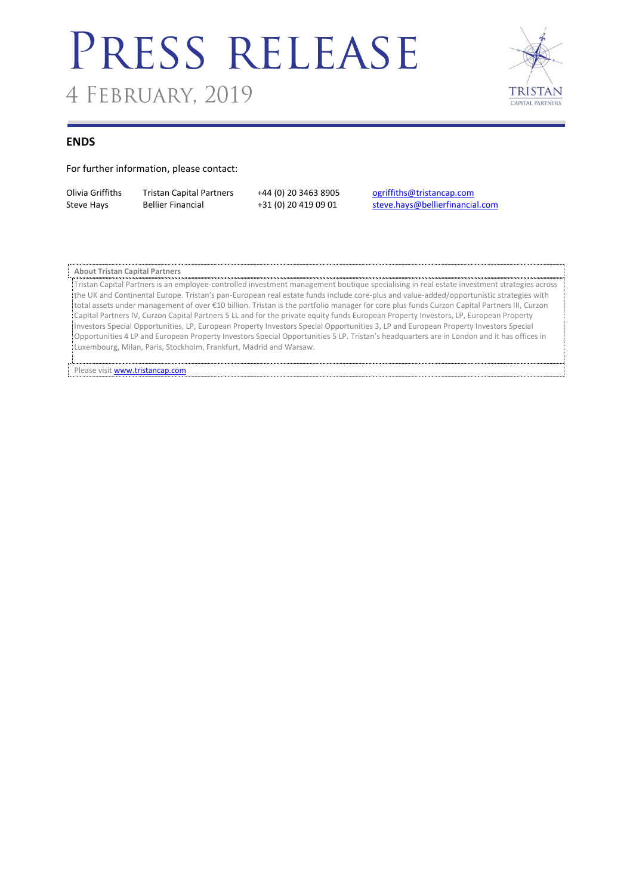# PRESS RELEASE

4 FEBRUARY, 2019

**ENDS**

For further information, please contact:

| | | | |
|---|---|---|---|
| Olivia Griffiths | Tristan Capital Partners | +44 (0) 20 3463 8905 | ogriffiths@tristancap.com |
| Steve Hays | Bellier Financial | +31 (0) 20 419 09 01 | steve.hays@bellierfinancial.com |

**About Tristan Capital Partners**

Tristan Capital Partners is an employee-controlled investment management boutique specialising in real estate investment strategies across the UK and Continental Europe. Tristan's pan-European real estate funds include core-plus and value-added/opportunistic strategies with total assets under management of over €10 billion. Tristan is the portfolio manager for core plus funds Curzon Capital Partners III, Curzon Capital Partners IV, Curzon Capital Partners 5 LL and for the private equity funds European Property Investors, LP, European Property Investors Special Opportunities, LP, European Property Investors Special Opportunities 3, LP and European Property Investors Special Opportunities 4 LP and European Property Investors Special Opportunities 5 LP. Tristan's headquarters are in London and it has offices in Luxembourg, Milan, Paris, Stockholm, Frankfurt, Madrid and Warsaw.

Please visit www.tristancap.com